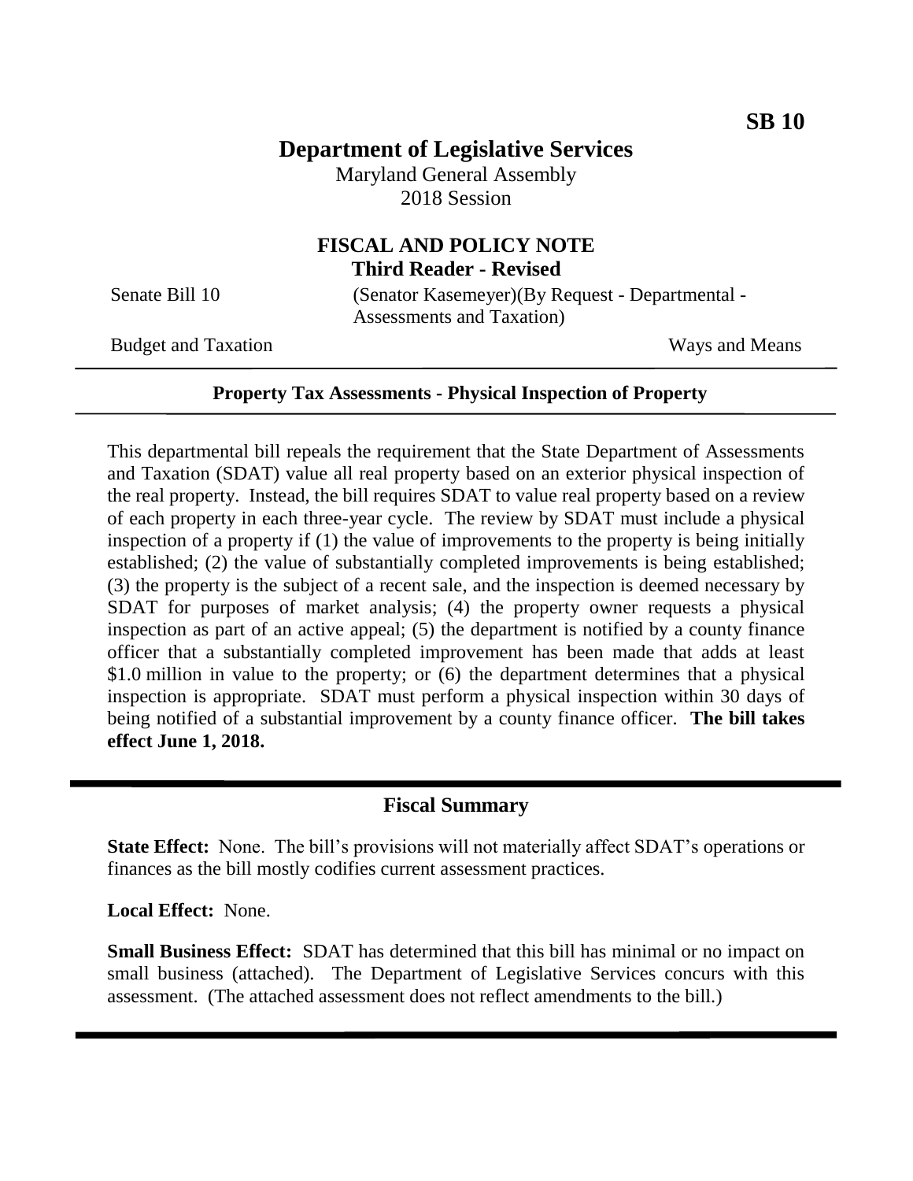**SB 10**

# Department of Legislative Services

Maryland General Assembly
2018 Session

## FISCAL AND POLICY NOTE
**Third Reader - Revised**

Senate Bill 10 (Senator Kasemeyer)(By Request - Departmental - Assessments and Taxation)

Budget and Taxation Ways and Means

---

**Property Tax Assessments - Physical Inspection of Property**

---

This departmental bill repeals the requirement that the State Department of Assessments and Taxation (SDAT) value all real property based on an exterior physical inspection of the real property. Instead, the bill requires SDAT to value real property based on a review of each property in each three-year cycle. The review by SDAT must include a physical inspection of a property if (1) the value of improvements to the property is being initially established; (2) the value of substantially completed improvements is being established; (3) the property is the subject of a recent sale, and the inspection is deemed necessary by SDAT for purposes of market analysis; (4) the property owner requests a physical inspection as part of an active appeal; (5) the department is notified by a county finance officer that a substantially completed improvement has been made that adds at least \$1.0 million in value to the property; or (6) the department determines that a physical inspection is appropriate. SDAT must perform a physical inspection within 30 days of being notified of a substantial improvement by a county finance officer. **The bill takes effect June 1, 2018.**

---

## Fiscal Summary

**State Effect:** None. The bill's provisions will not materially affect SDAT's operations or finances as the bill mostly codifies current assessment practices.

**Local Effect:** None.

**Small Business Effect:** SDAT has determined that this bill has minimal or no impact on small business (attached). The Department of Legislative Services concurs with this assessment. (The attached assessment does not reflect amendments to the bill.)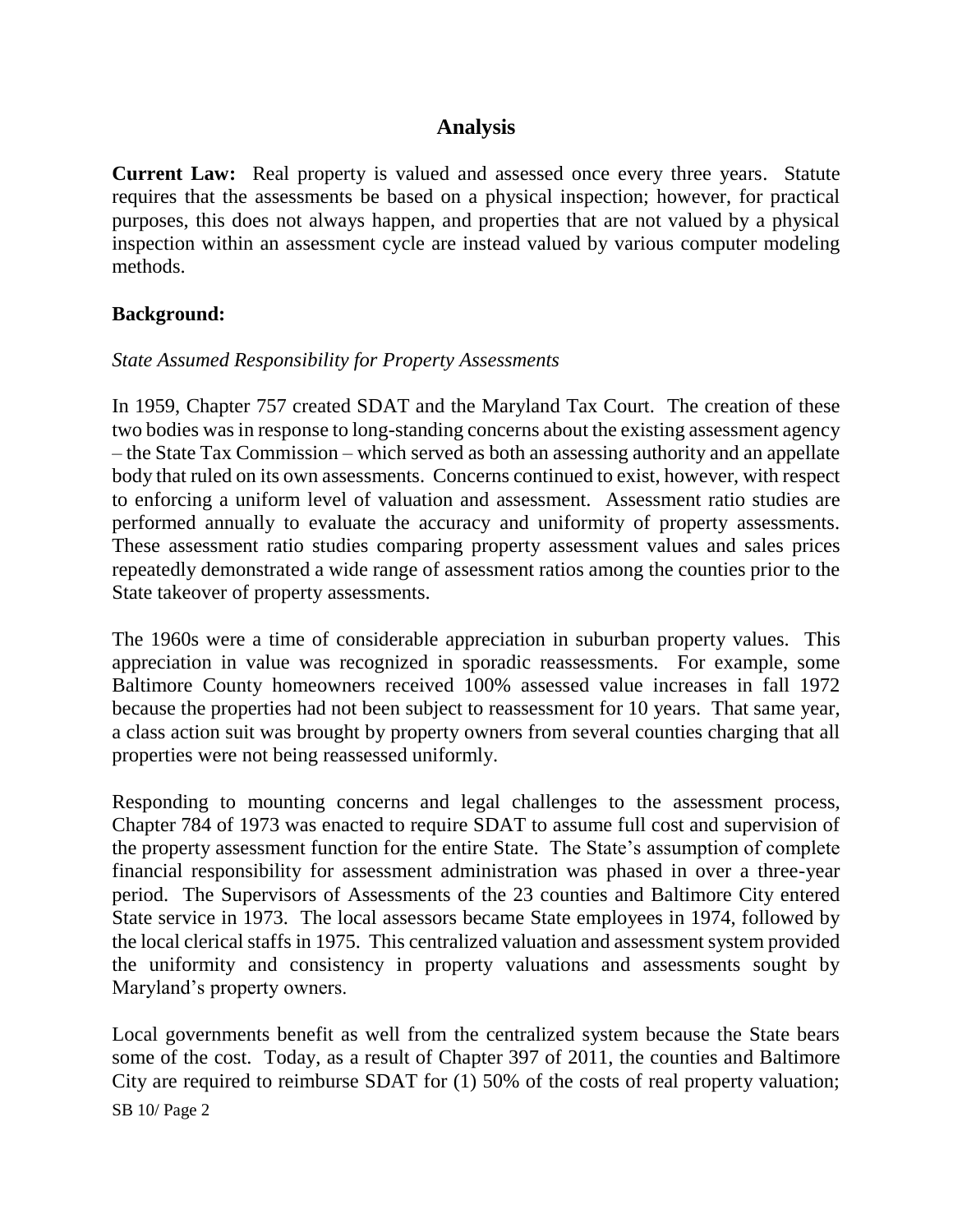## Analysis

**Current Law:** Real property is valued and assessed once every three years. Statute requires that the assessments be based on a physical inspection; however, for practical purposes, this does not always happen, and properties that are not valued by a physical inspection within an assessment cycle are instead valued by various computer modeling methods.

**Background:**

*State Assumed Responsibility for Property Assessments*

In 1959, Chapter 757 created SDAT and the Maryland Tax Court. The creation of these two bodies was in response to long-standing concerns about the existing assessment agency – the State Tax Commission – which served as both an assessing authority and an appellate body that ruled on its own assessments. Concerns continued to exist, however, with respect to enforcing a uniform level of valuation and assessment. Assessment ratio studies are performed annually to evaluate the accuracy and uniformity of property assessments. These assessment ratio studies comparing property assessment values and sales prices repeatedly demonstrated a wide range of assessment ratios among the counties prior to the State takeover of property assessments.

The 1960s were a time of considerable appreciation in suburban property values. This appreciation in value was recognized in sporadic reassessments. For example, some Baltimore County homeowners received 100% assessed value increases in fall 1972 because the properties had not been subject to reassessment for 10 years. That same year, a class action suit was brought by property owners from several counties charging that all properties were not being reassessed uniformly.

Responding to mounting concerns and legal challenges to the assessment process, Chapter 784 of 1973 was enacted to require SDAT to assume full cost and supervision of the property assessment function for the entire State. The State's assumption of complete financial responsibility for assessment administration was phased in over a three-year period. The Supervisors of Assessments of the 23 counties and Baltimore City entered State service in 1973. The local assessors became State employees in 1974, followed by the local clerical staffs in 1975. This centralized valuation and assessment system provided the uniformity and consistency in property valuations and assessments sought by Maryland's property owners.

Local governments benefit as well from the centralized system because the State bears some of the cost. Today, as a result of Chapter 397 of 2011, the counties and Baltimore City are required to reimburse SDAT for (1) 50% of the costs of real property valuation;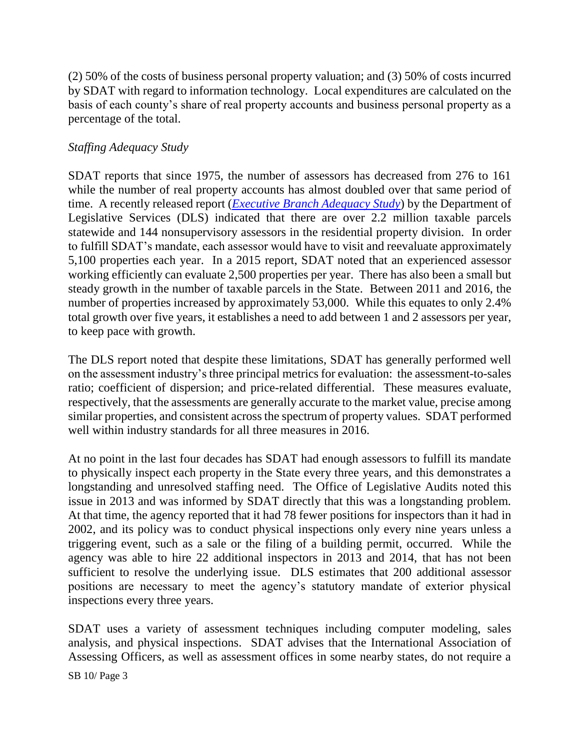(2) 50% of the costs of business personal property valuation; and (3) 50% of costs incurred by SDAT with regard to information technology. Local expenditures are calculated on the basis of each county's share of real property accounts and business personal property as a percentage of the total.

*Staffing Adequacy Study*

SDAT reports that since 1975, the number of assessors has decreased from 276 to 161 while the number of real property accounts has almost doubled over that same period of time. A recently released report (*Executive Branch Adequacy Study*) by the Department of Legislative Services (DLS) indicated that there are over 2.2 million taxable parcels statewide and 144 nonsupervisory assessors in the residential property division. In order to fulfill SDAT's mandate, each assessor would have to visit and reevaluate approximately 5,100 properties each year. In a 2015 report, SDAT noted that an experienced assessor working efficiently can evaluate 2,500 properties per year. There has also been a small but steady growth in the number of taxable parcels in the State. Between 2011 and 2016, the number of properties increased by approximately 53,000. While this equates to only 2.4% total growth over five years, it establishes a need to add between 1 and 2 assessors per year, to keep pace with growth.

The DLS report noted that despite these limitations, SDAT has generally performed well on the assessment industry's three principal metrics for evaluation: the assessment-to-sales ratio; coefficient of dispersion; and price-related differential. These measures evaluate, respectively, that the assessments are generally accurate to the market value, precise among similar properties, and consistent across the spectrum of property values. SDAT performed well within industry standards for all three measures in 2016.

At no point in the last four decades has SDAT had enough assessors to fulfill its mandate to physically inspect each property in the State every three years, and this demonstrates a longstanding and unresolved staffing need. The Office of Legislative Audits noted this issue in 2013 and was informed by SDAT directly that this was a longstanding problem. At that time, the agency reported that it had 78 fewer positions for inspectors than it had in 2002, and its policy was to conduct physical inspections only every nine years unless a triggering event, such as a sale or the filing of a building permit, occurred. While the agency was able to hire 22 additional inspectors in 2013 and 2014, that has not been sufficient to resolve the underlying issue. DLS estimates that 200 additional assessor positions are necessary to meet the agency's statutory mandate of exterior physical inspections every three years.

SDAT uses a variety of assessment techniques including computer modeling, sales analysis, and physical inspections. SDAT advises that the International Association of Assessing Officers, as well as assessment offices in some nearby states, do not require a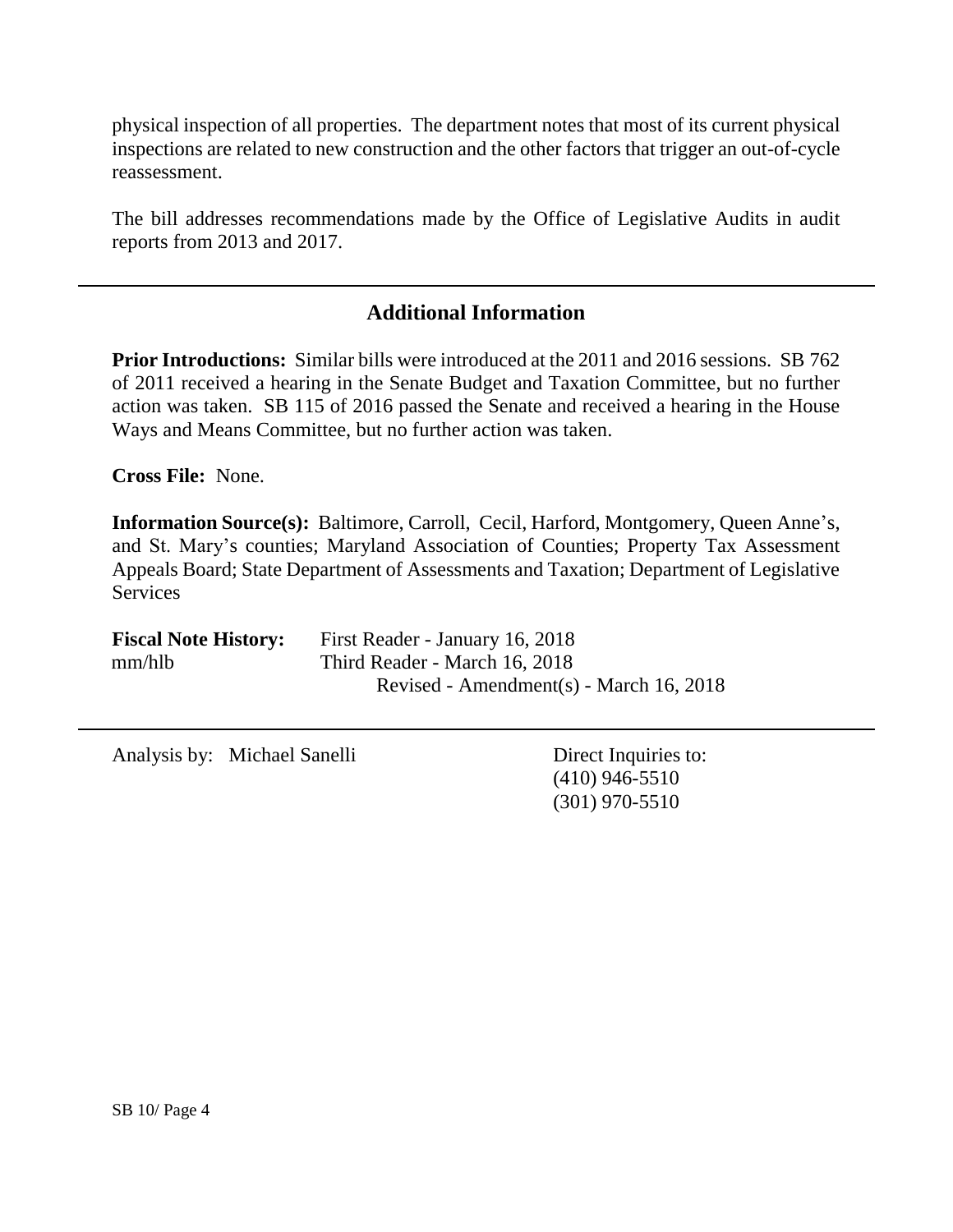physical inspection of all properties. The department notes that most of its current physical inspections are related to new construction and the other factors that trigger an out-of-cycle reassessment.

The bill addresses recommendations made by the Office of Legislative Audits in audit reports from 2013 and 2017.

---

## Additional Information

**Prior Introductions:** Similar bills were introduced at the 2011 and 2016 sessions. SB 762 of 2011 received a hearing in the Senate Budget and Taxation Committee, but no further action was taken. SB 115 of 2016 passed the Senate and received a hearing in the House Ways and Means Committee, but no further action was taken.

**Cross File:** None.

**Information Source(s):** Baltimore, Carroll, Cecil, Harford, Montgomery, Queen Anne's, and St. Mary's counties; Maryland Association of Counties; Property Tax Assessment Appeals Board; State Department of Assessments and Taxation; Department of Legislative Services

**Fiscal Note History:** First Reader - January 16, 2018
mm/hlb Third Reader - March 16, 2018
Revised - Amendment(s) - March 16, 2018

---

Analysis by: Michael Sanelli

Direct Inquiries to:
(410) 946-5510
(301) 970-5510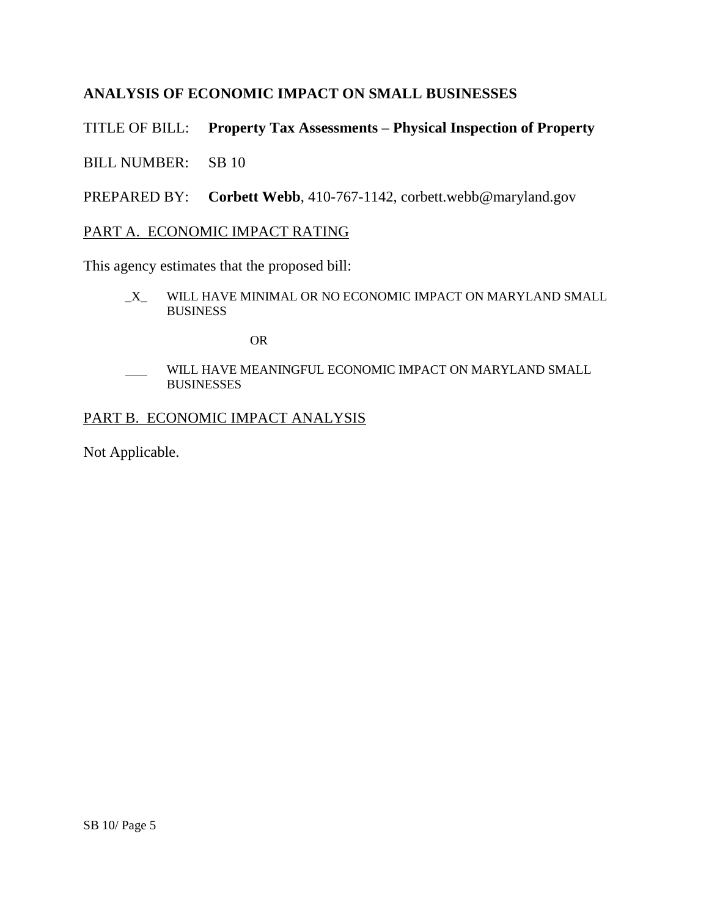## ANALYSIS OF ECONOMIC IMPACT ON SMALL BUSINESSES

TITLE OF BILL: **Property Tax Assessments – Physical Inspection of Property**

BILL NUMBER: SB 10

PREPARED BY: **Corbett Webb**, 410-767-1142, corbett.webb@maryland.gov

PART A. ECONOMIC IMPACT RATING

This agency estimates that the proposed bill:

_X_ WILL HAVE MINIMAL OR NO ECONOMIC IMPACT ON MARYLAND SMALL BUSINESS

OR

___ WILL HAVE MEANINGFUL ECONOMIC IMPACT ON MARYLAND SMALL BUSINESSES

PART B. ECONOMIC IMPACT ANALYSIS

Not Applicable.